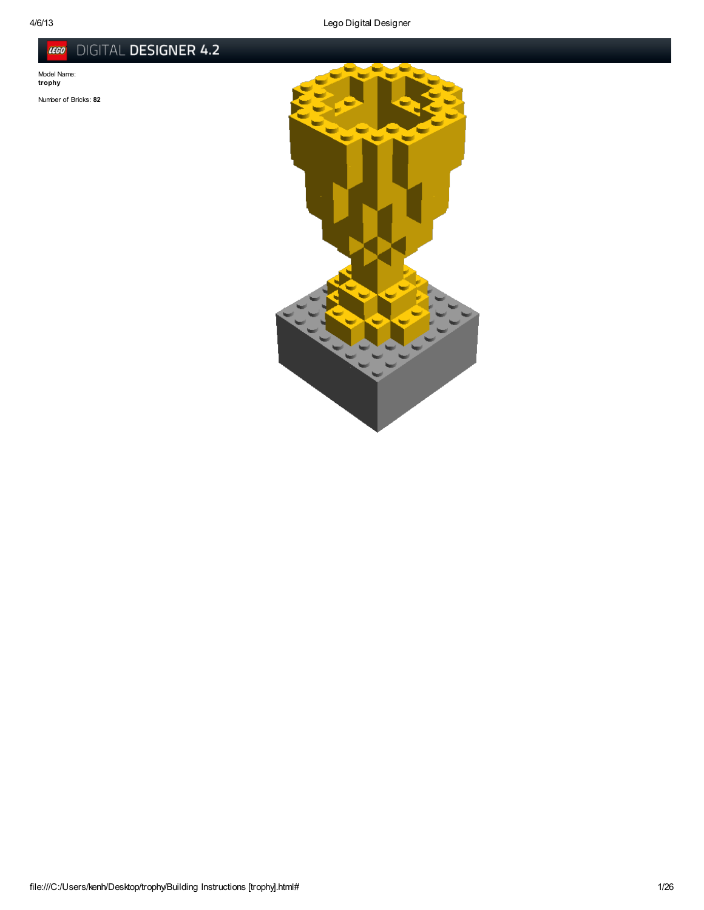DIGITAL DESIGNER 4.2

Model Name:
**trophy**

Number of Bricks: **82**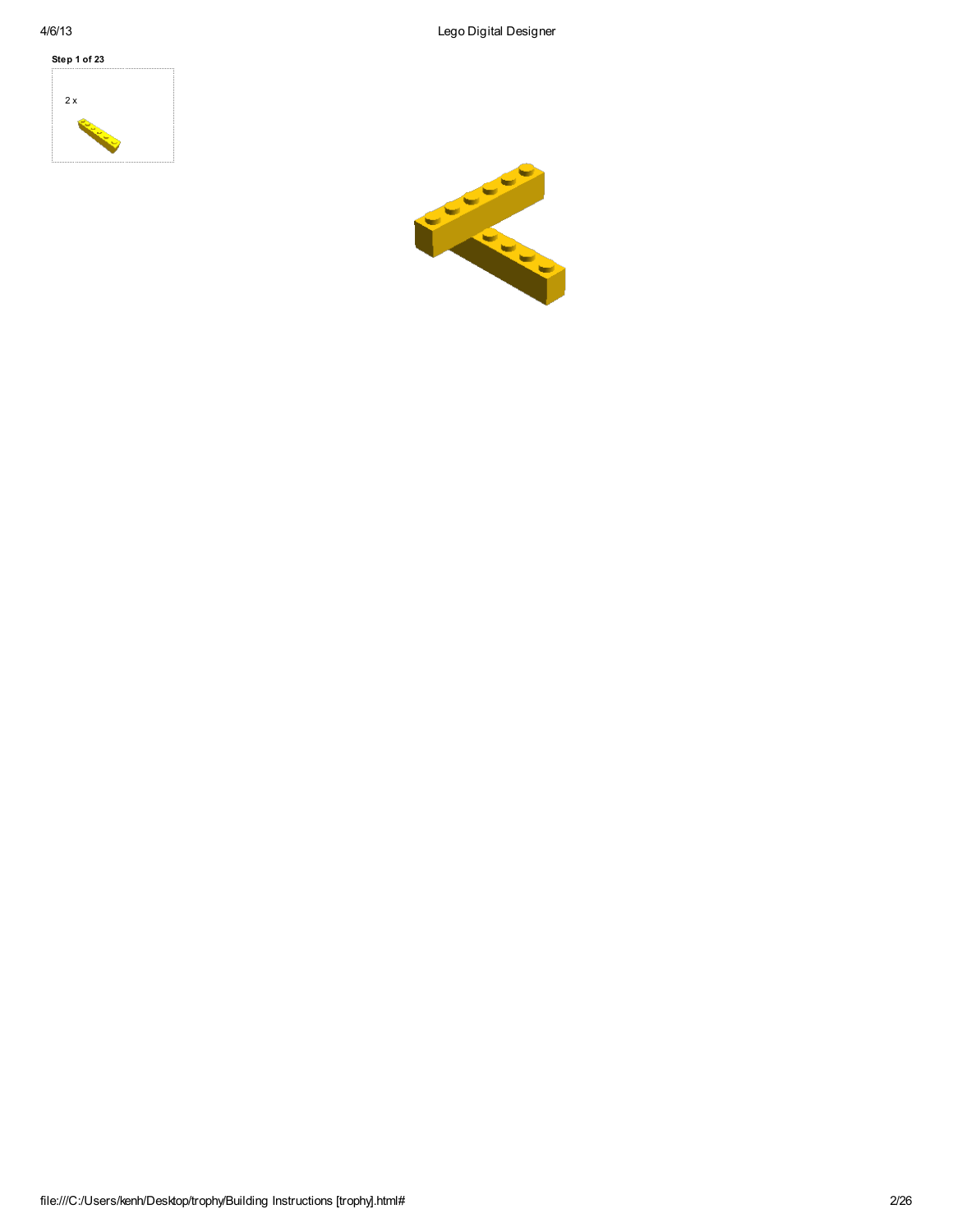**Step 1 of 23**

2 x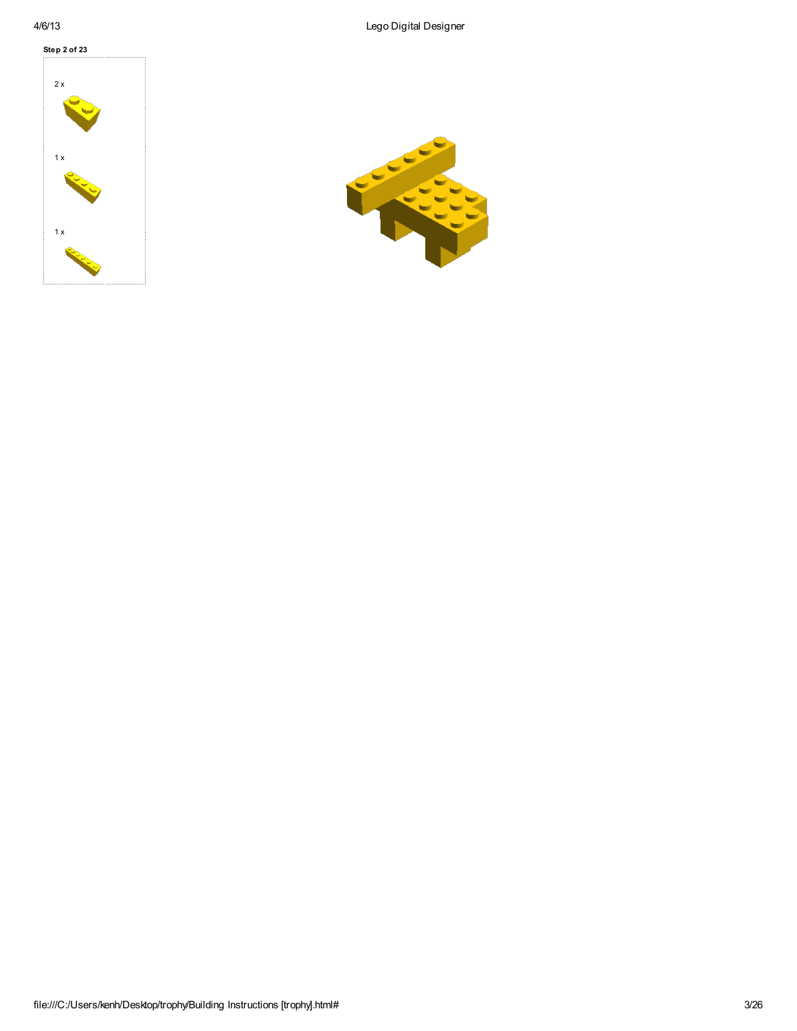**Step 2 of 23**

2 x

1 x

1 x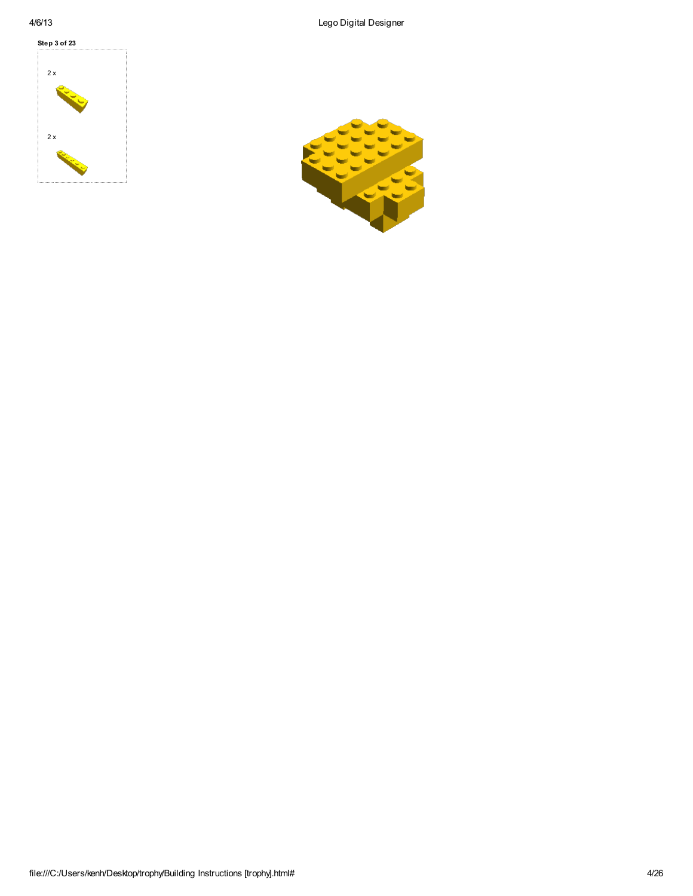**Step 3 of 23**

2 x

2 x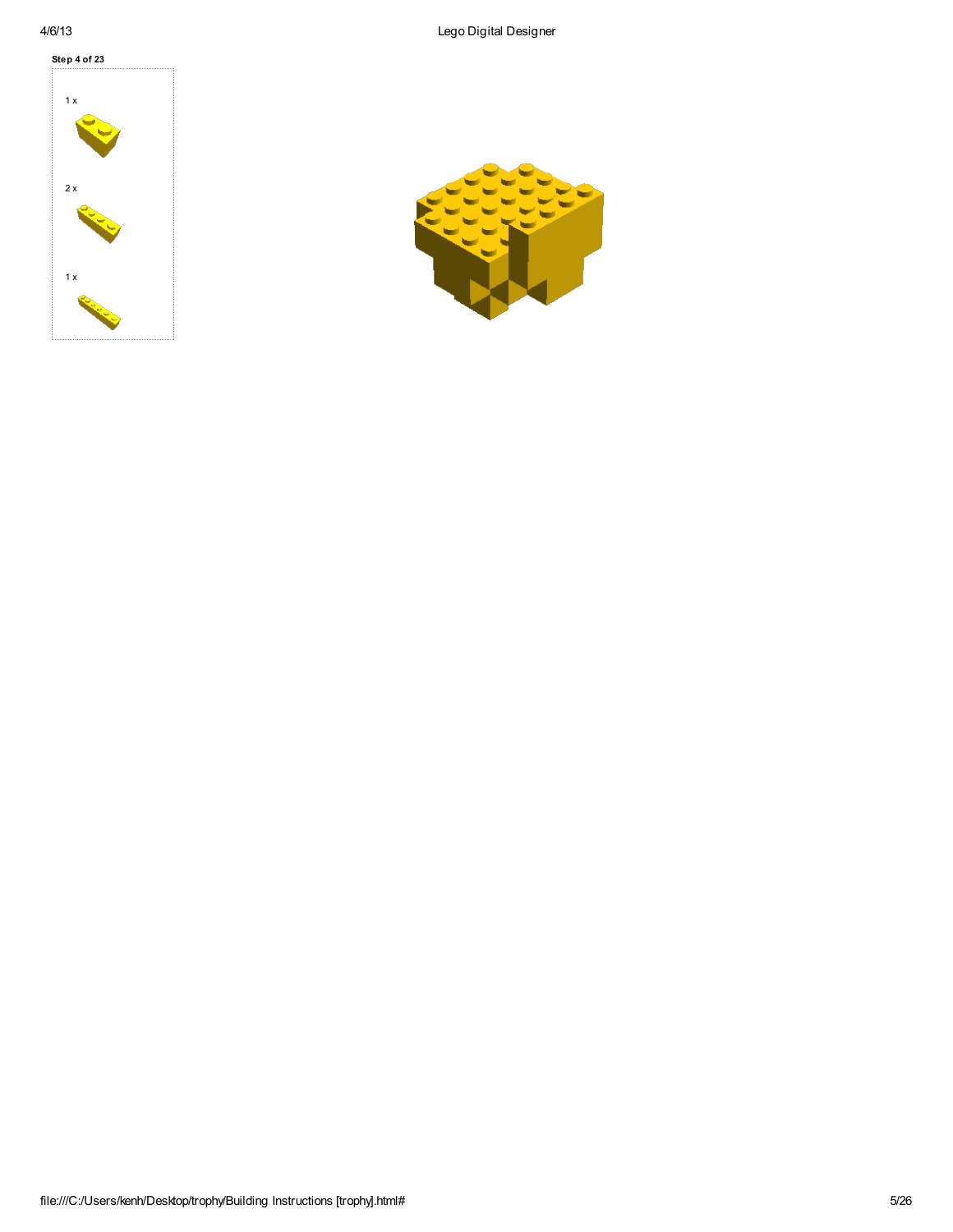**Step 4 of 23**

1 x

2 x

1 x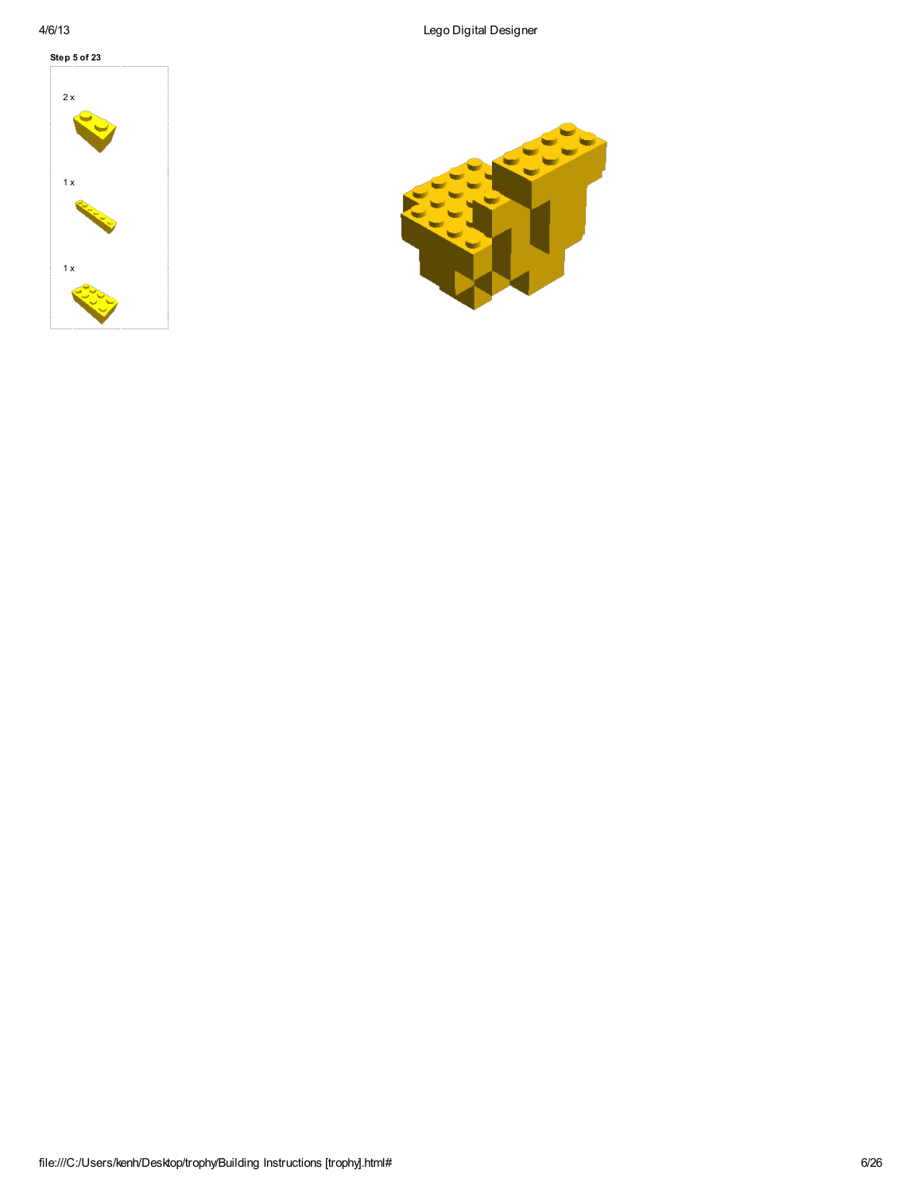**Step 5 of 23**

2 x

1 x

1 x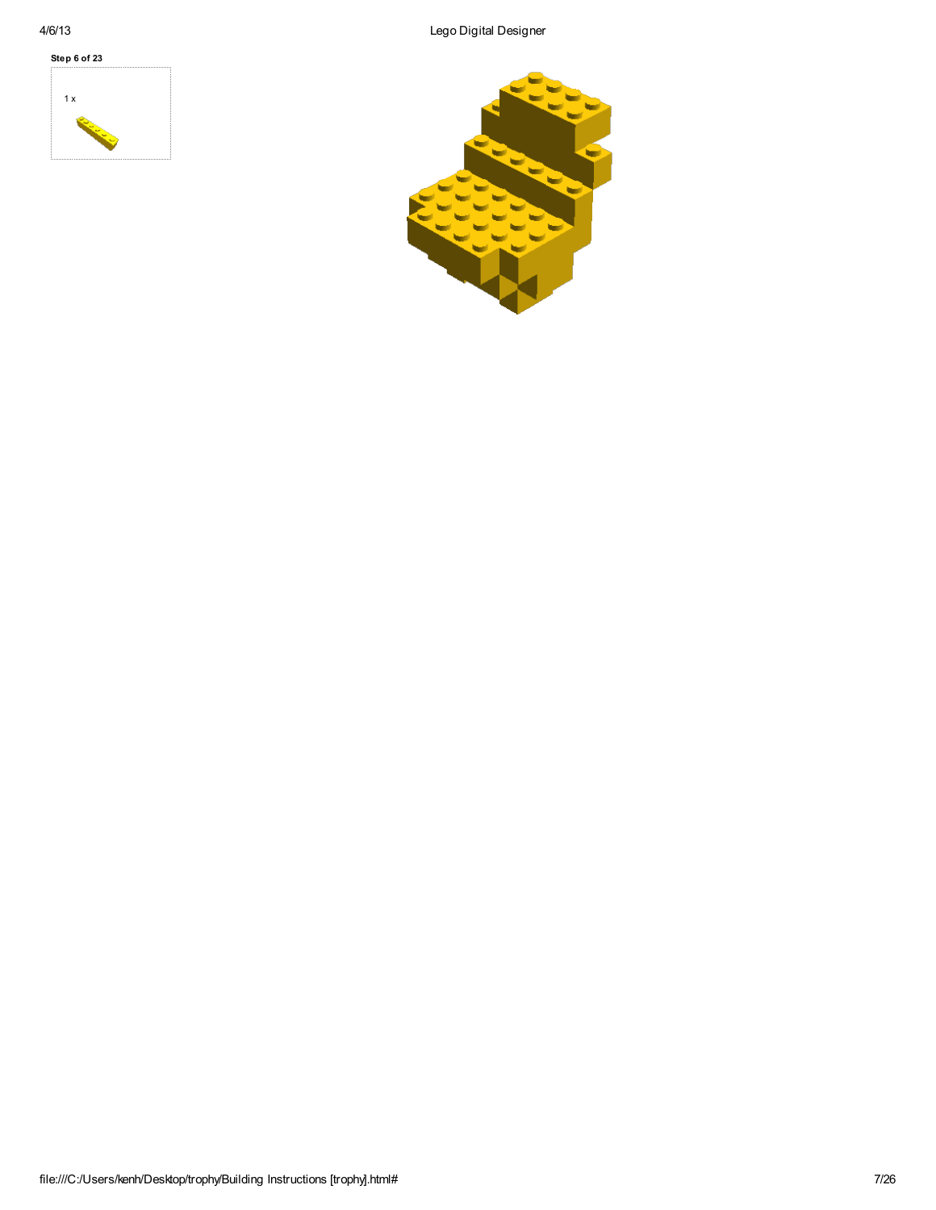**Step 6 of 23**

1 x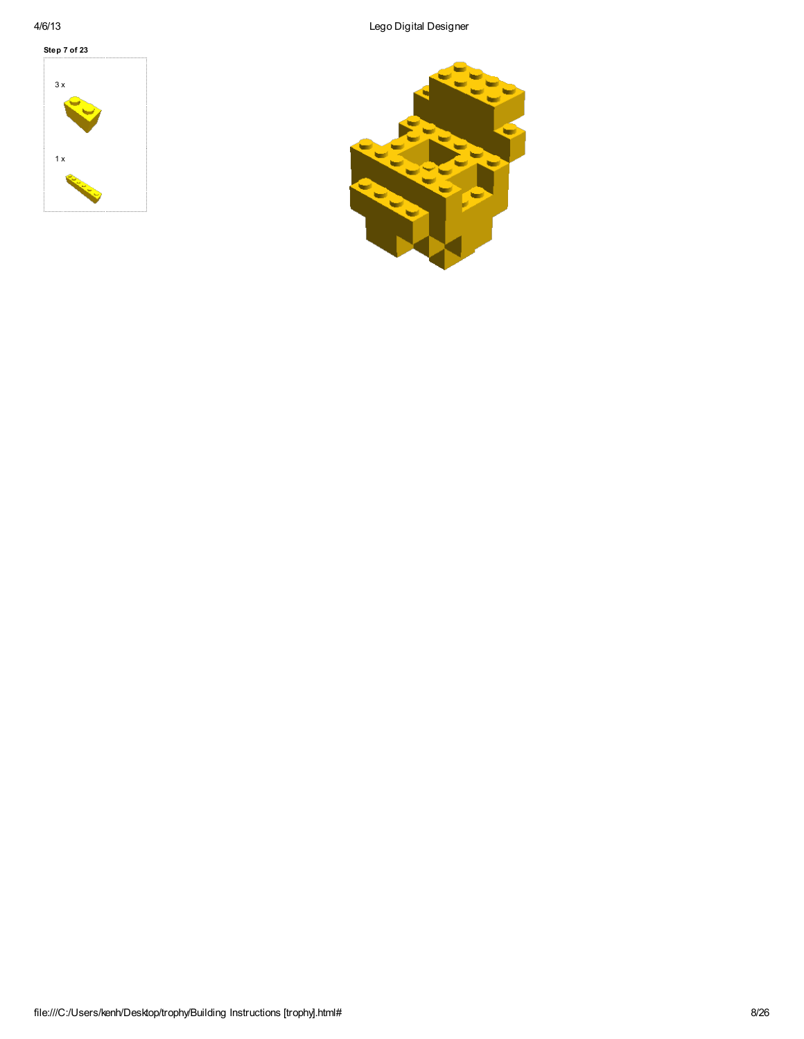**Step 7 of 23**

3 x

1 x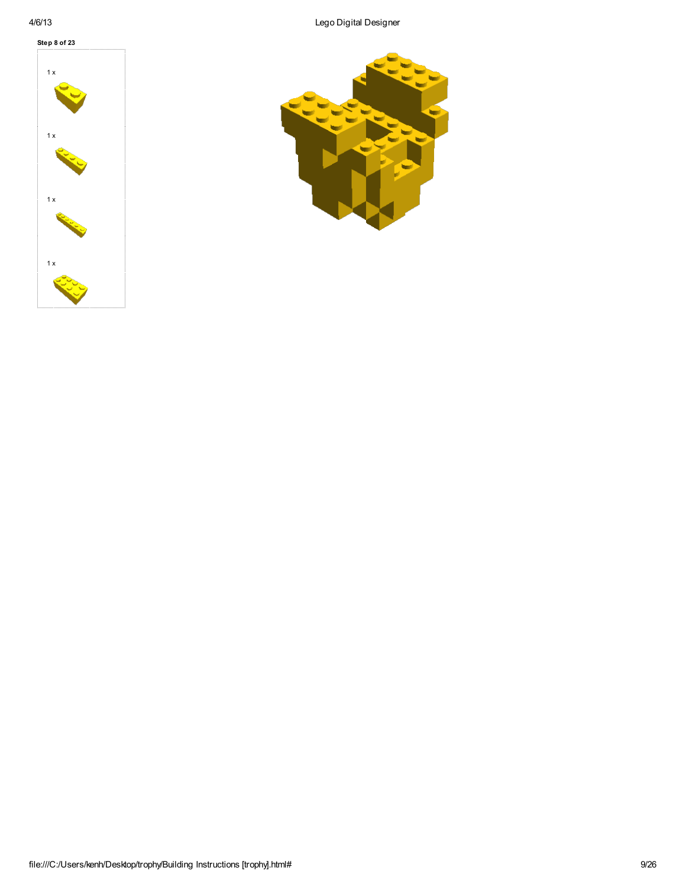**Step 8 of 23**

1 x

1 x

1 x

1 x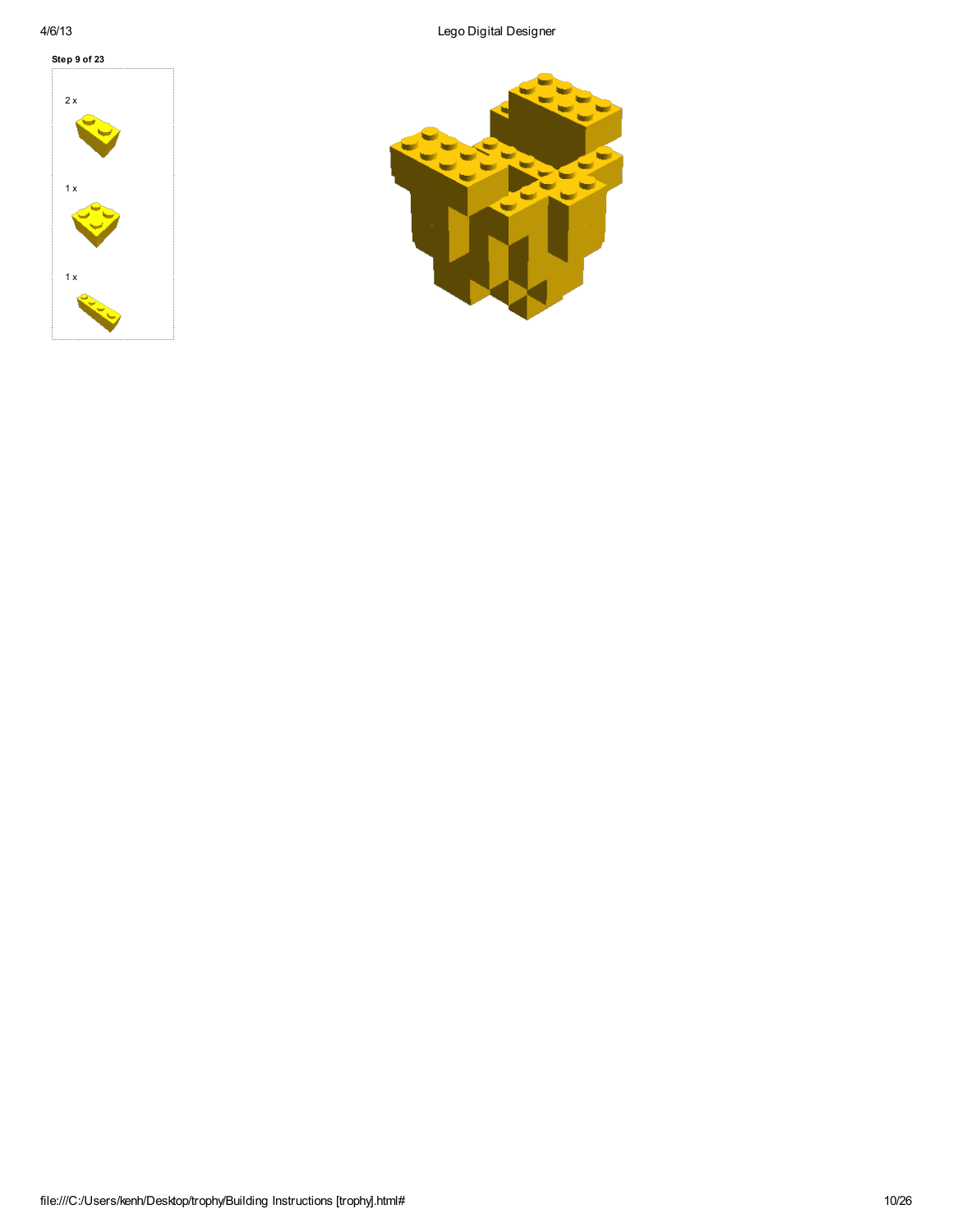**Step 9 of 23**

2 x

1 x

1 x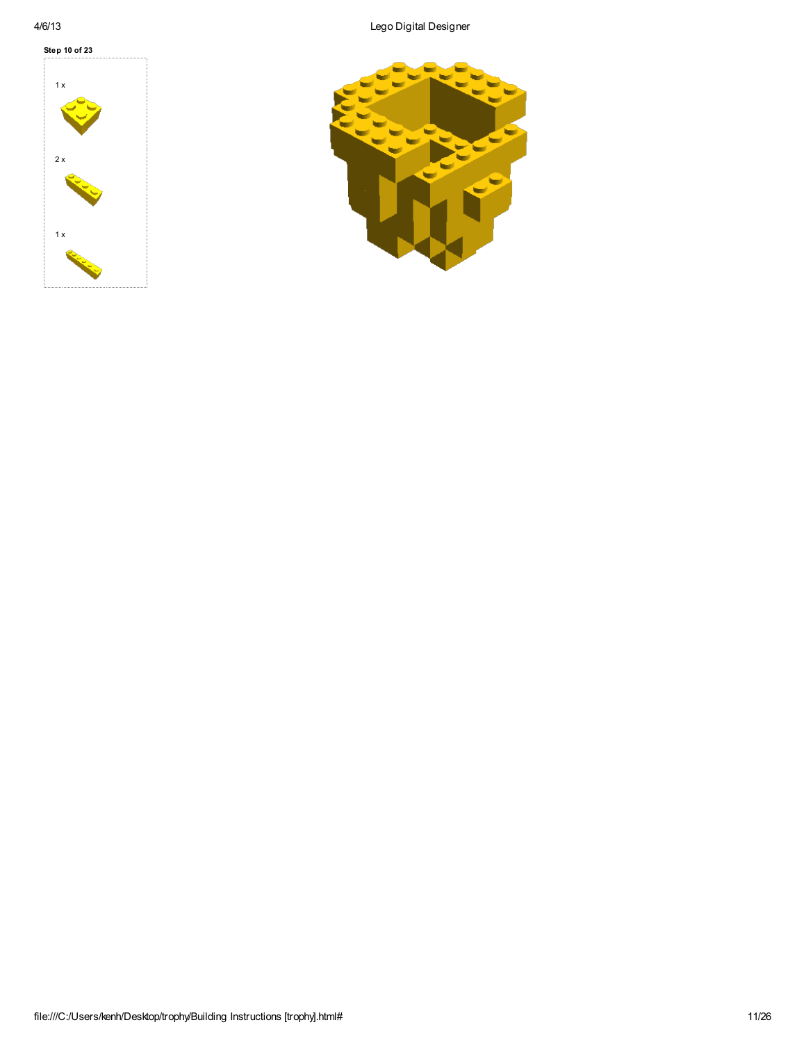**Step 10 of 23**

1 x

2 x

1 x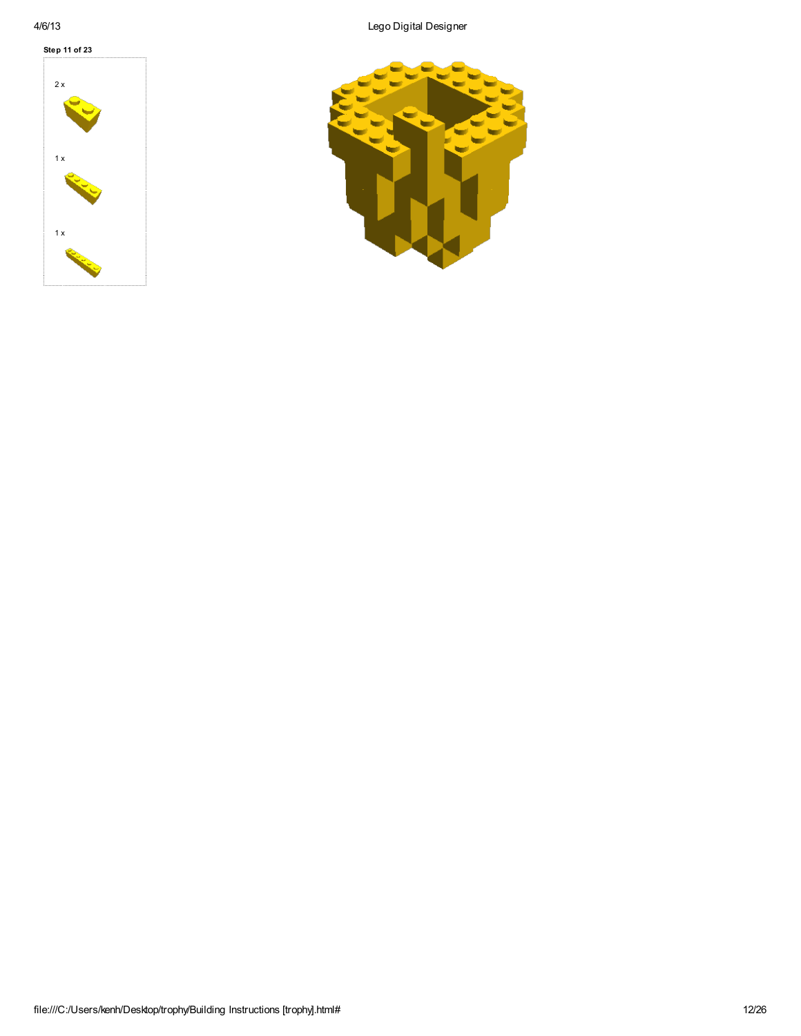**Step 11 of 23**

2 x

1 x

1 x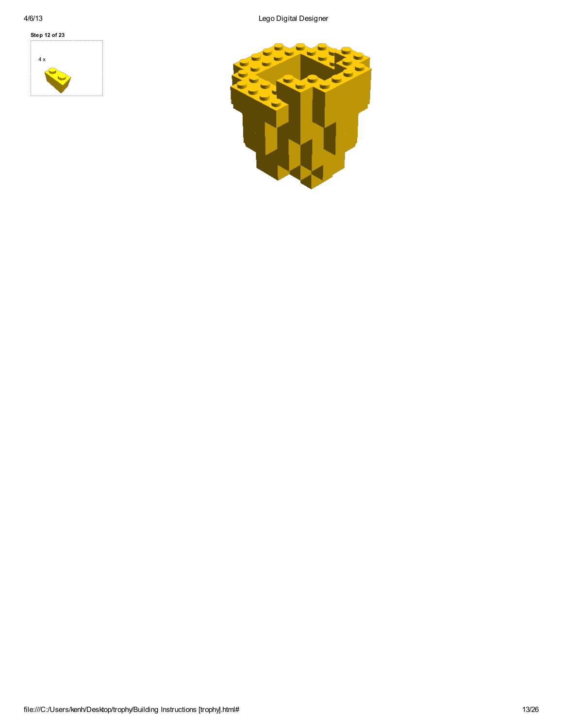**Step 12 of 23**

4 x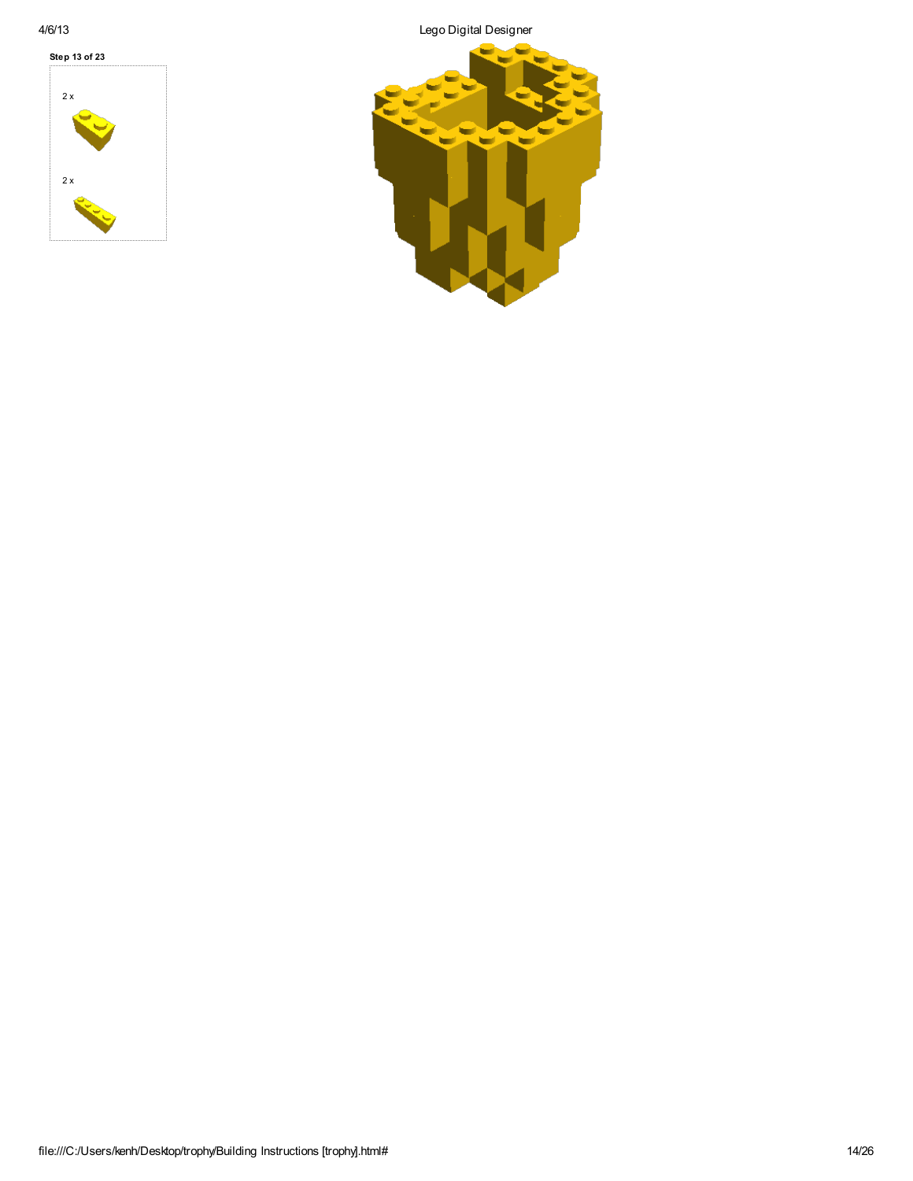**Step 13 of 23**

2 x

2 x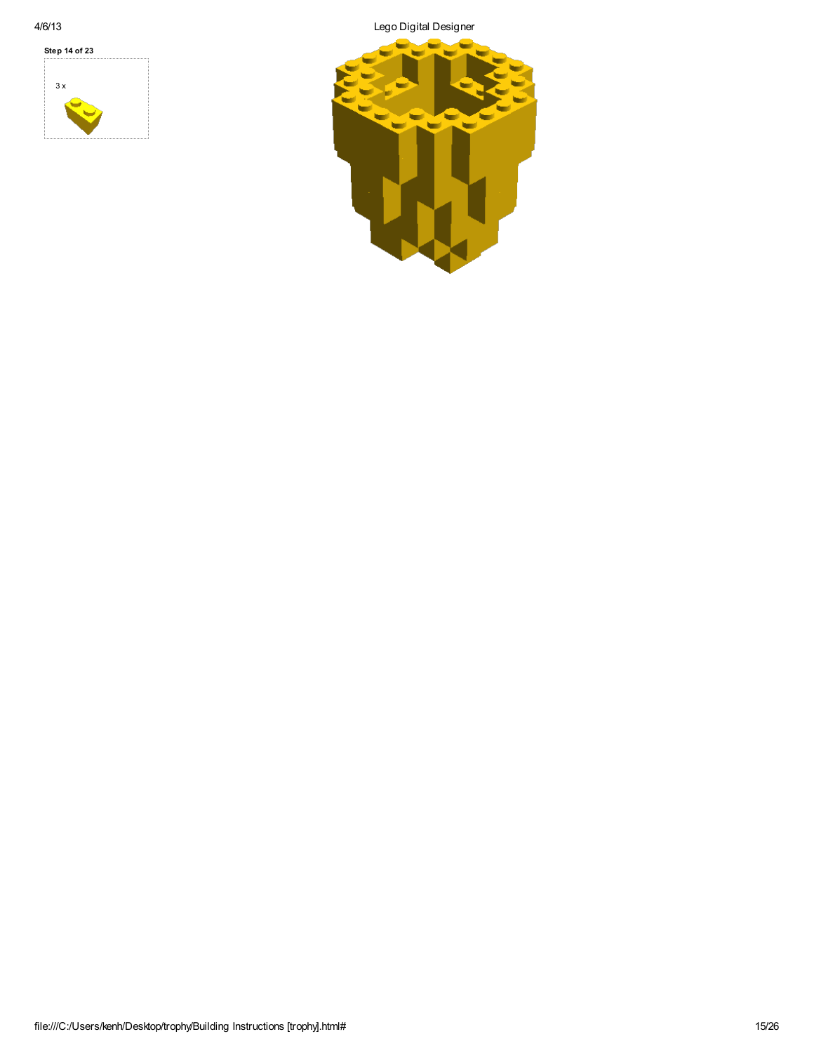**Step 14 of 23**

3 x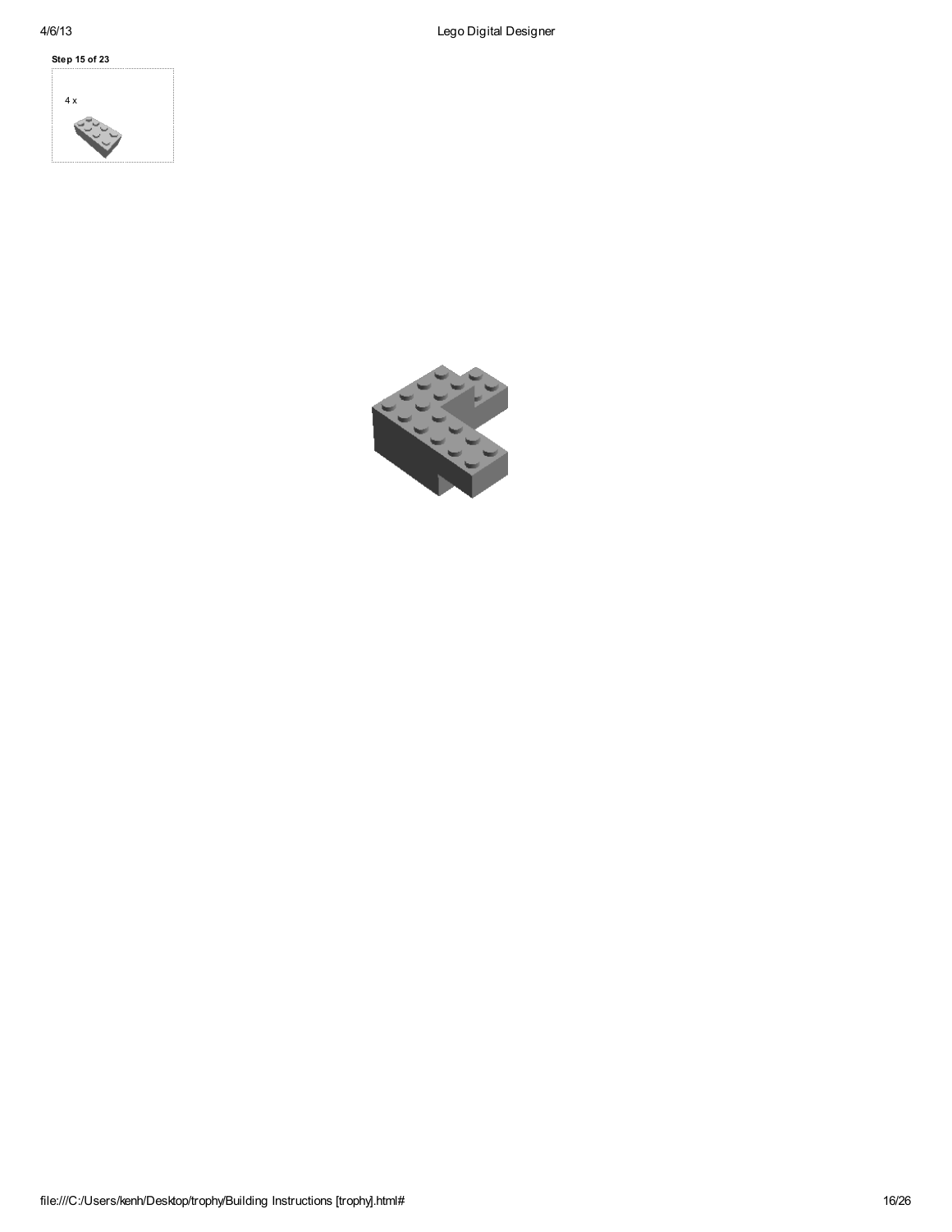**Step 15 of 23**

4 x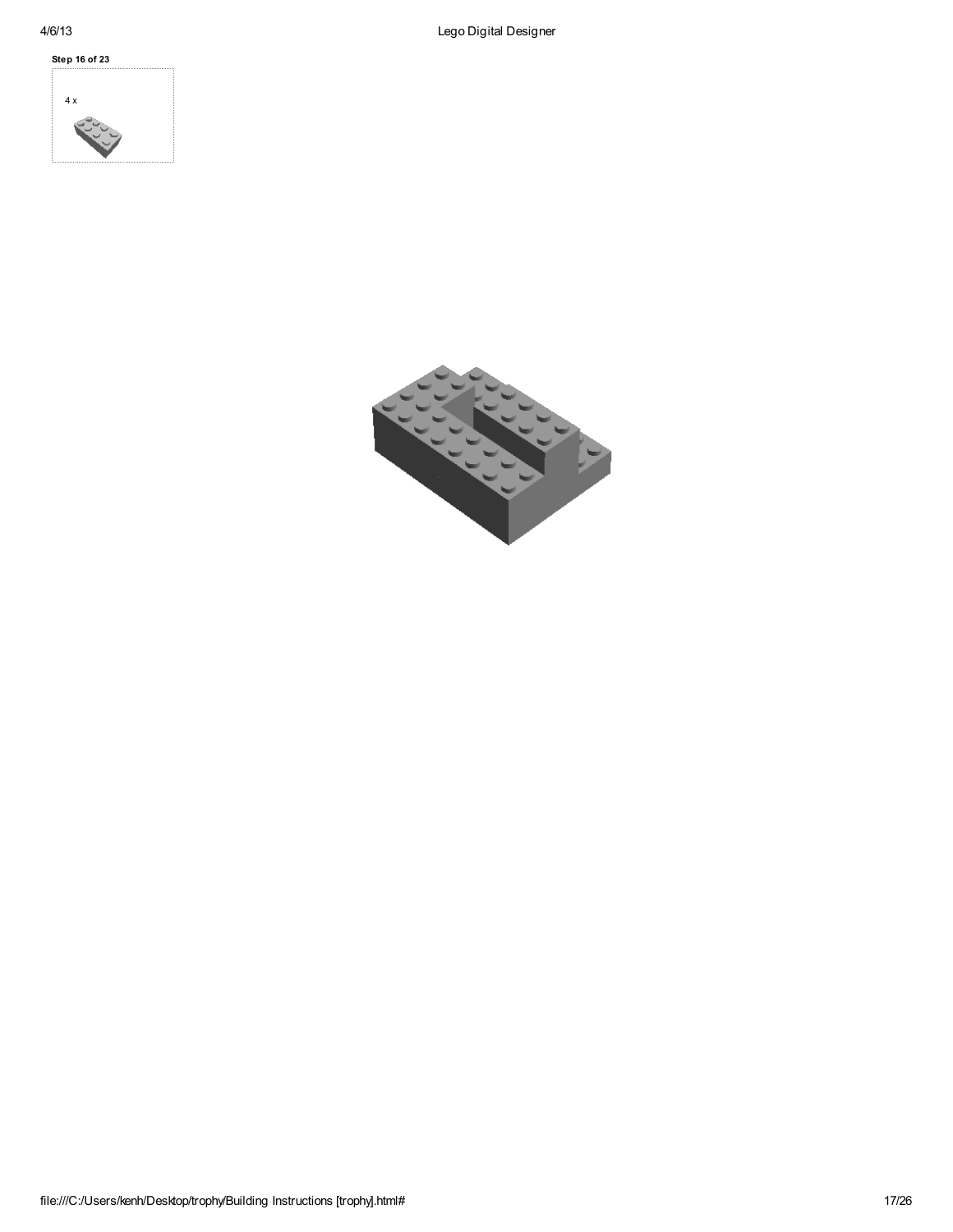**Step 16 of 23**

4 x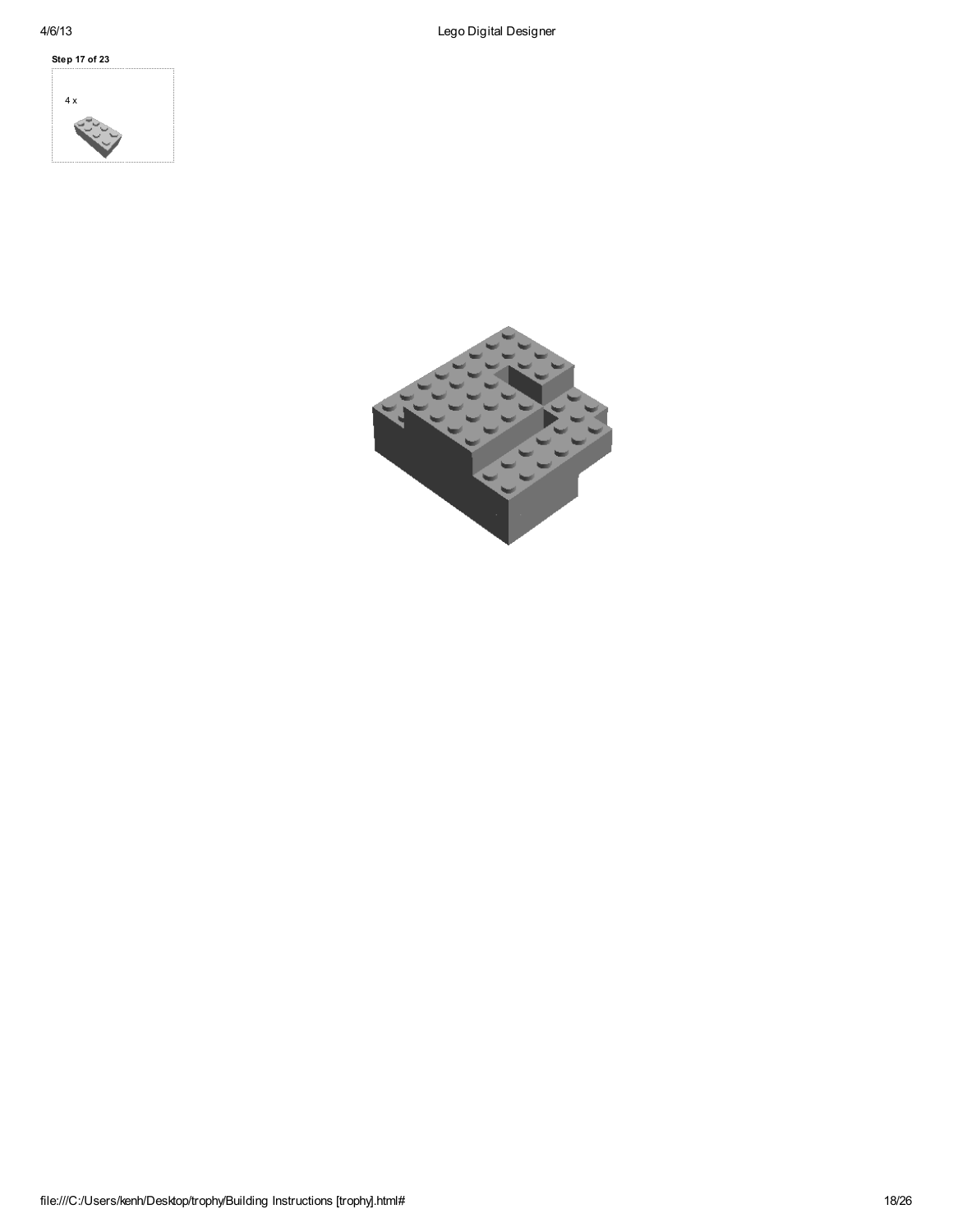**Step 17 of 23**

4 x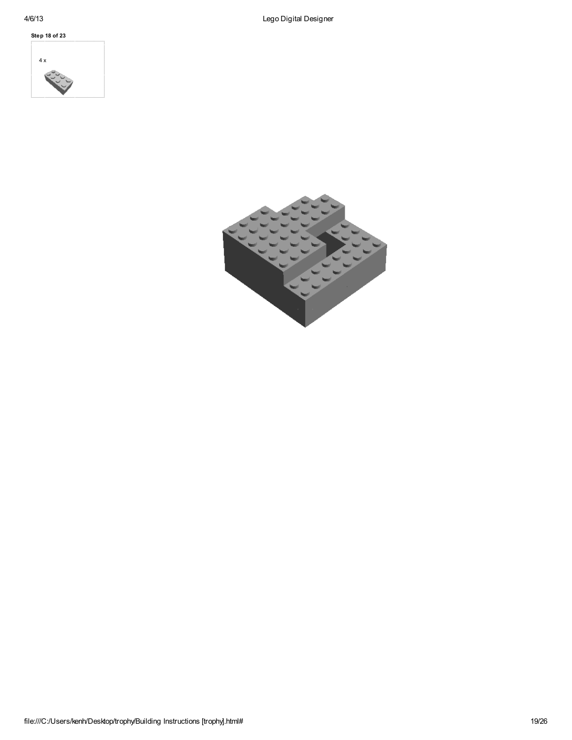**Step 18 of 23**

4 x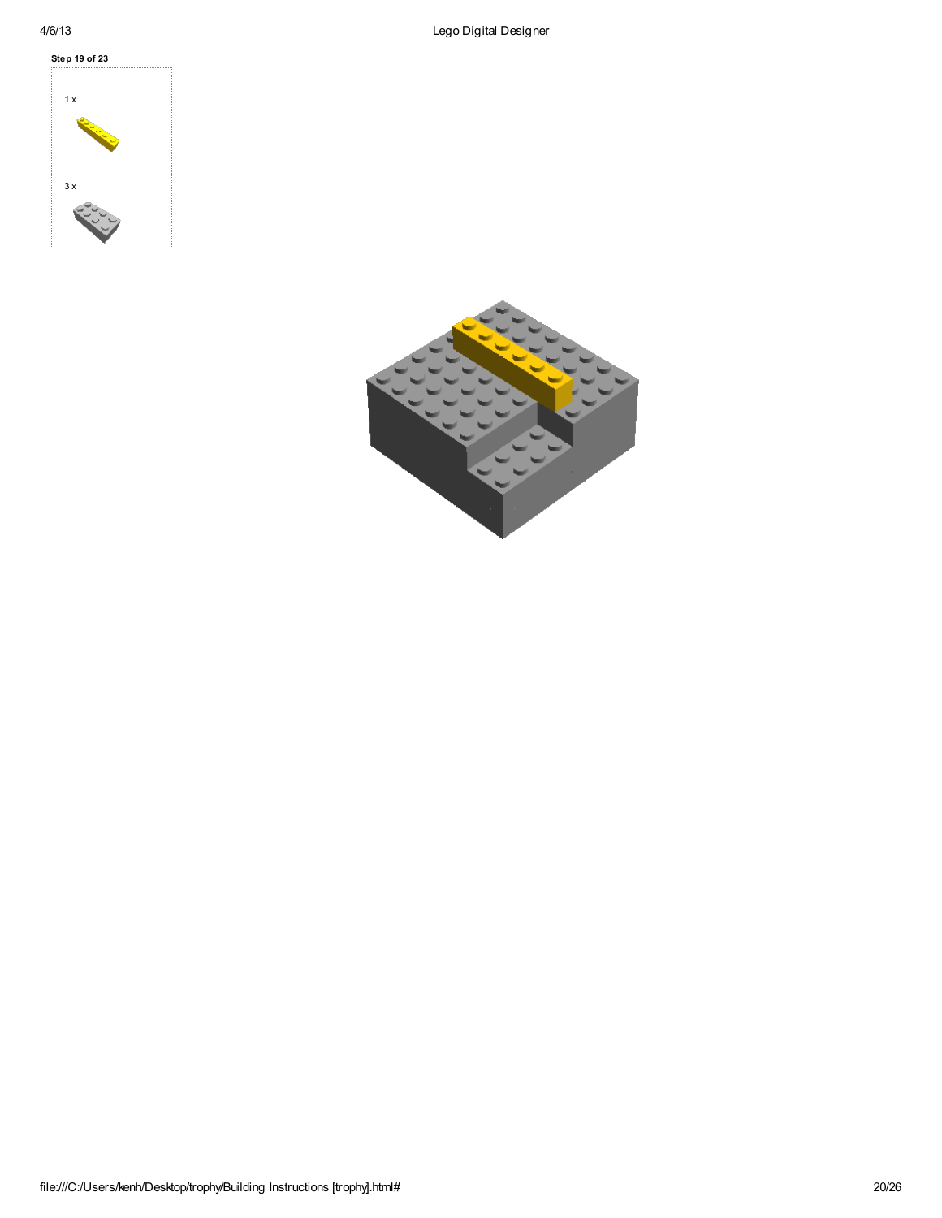**Step 19 of 23**

1 x

3 x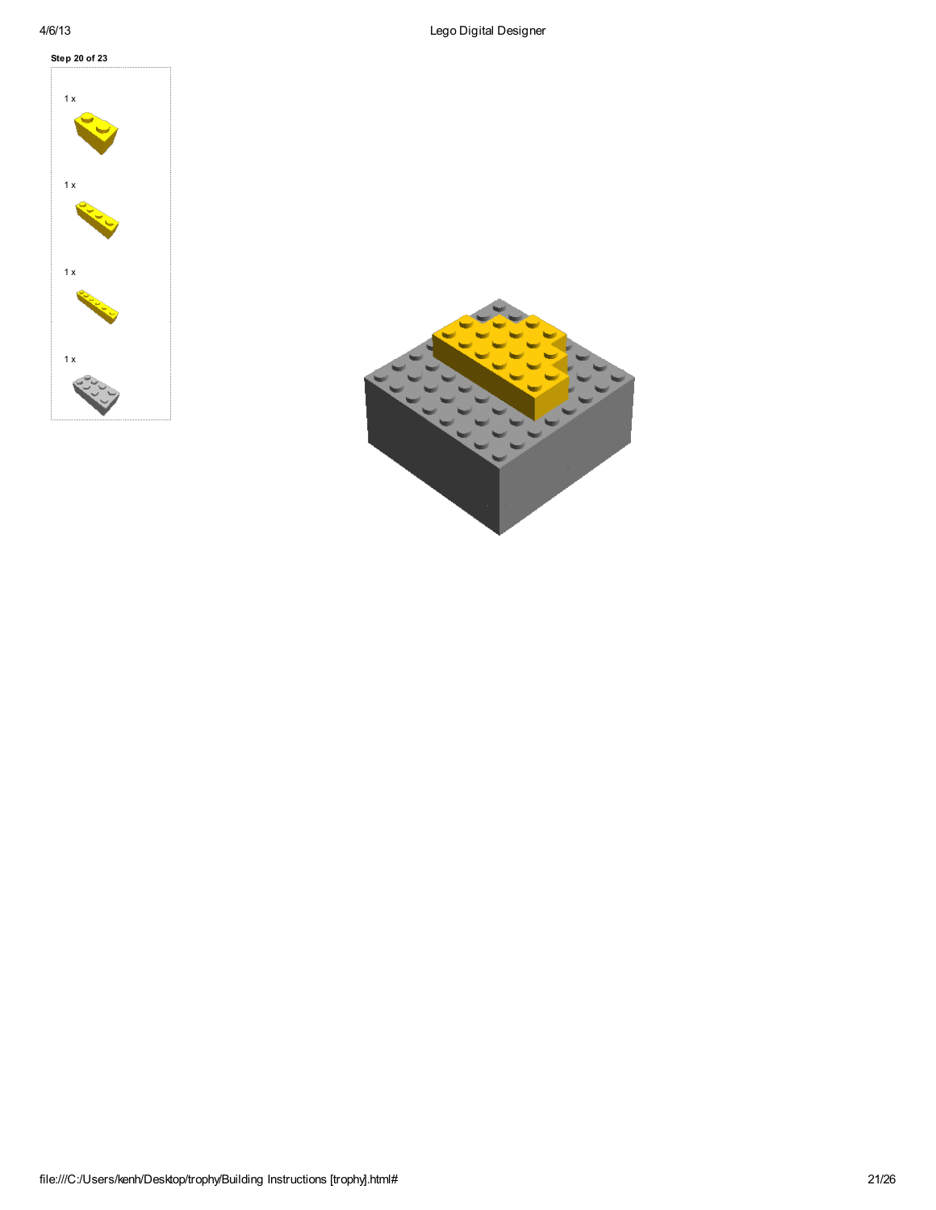**Step 20 of 23**

1 x

1 x

1 x

1 x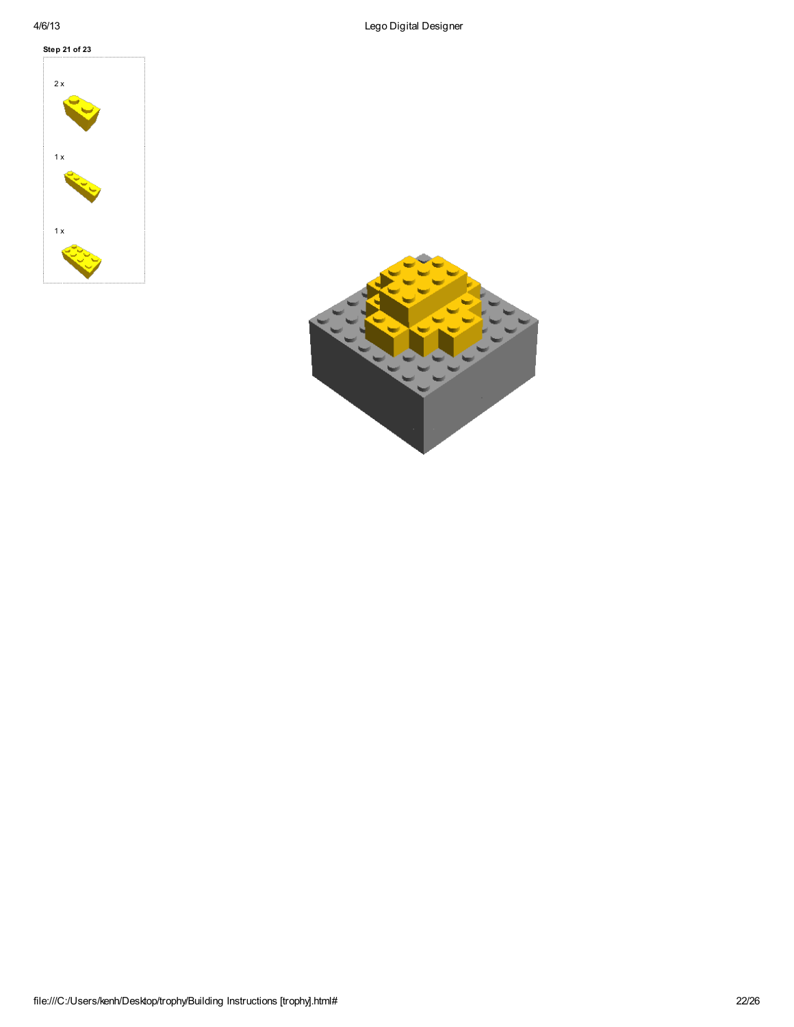**Step 21 of 23**

2 x

1 x

1 x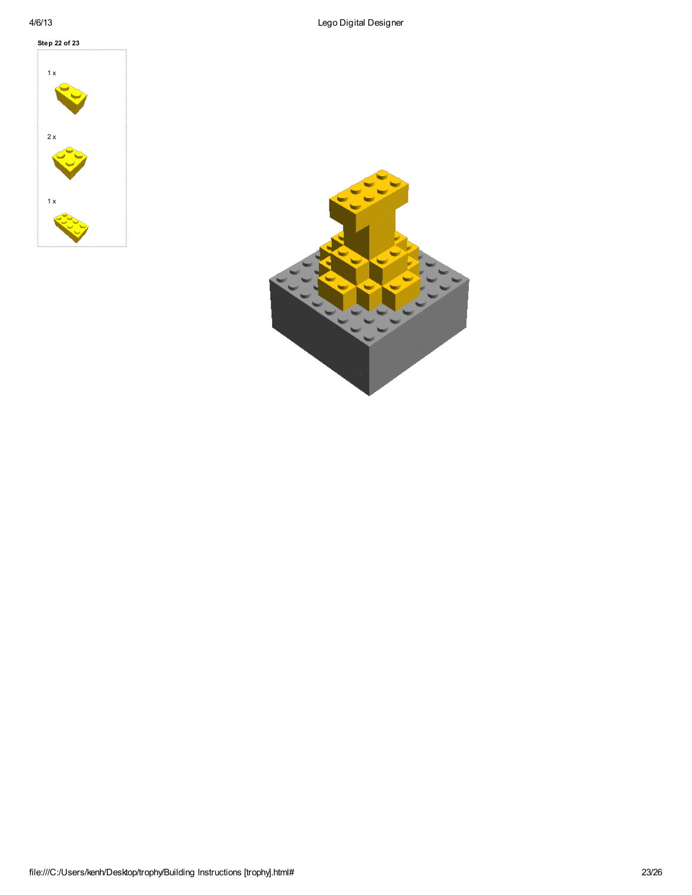**Step 22 of 23**

1 x

2 x

1 x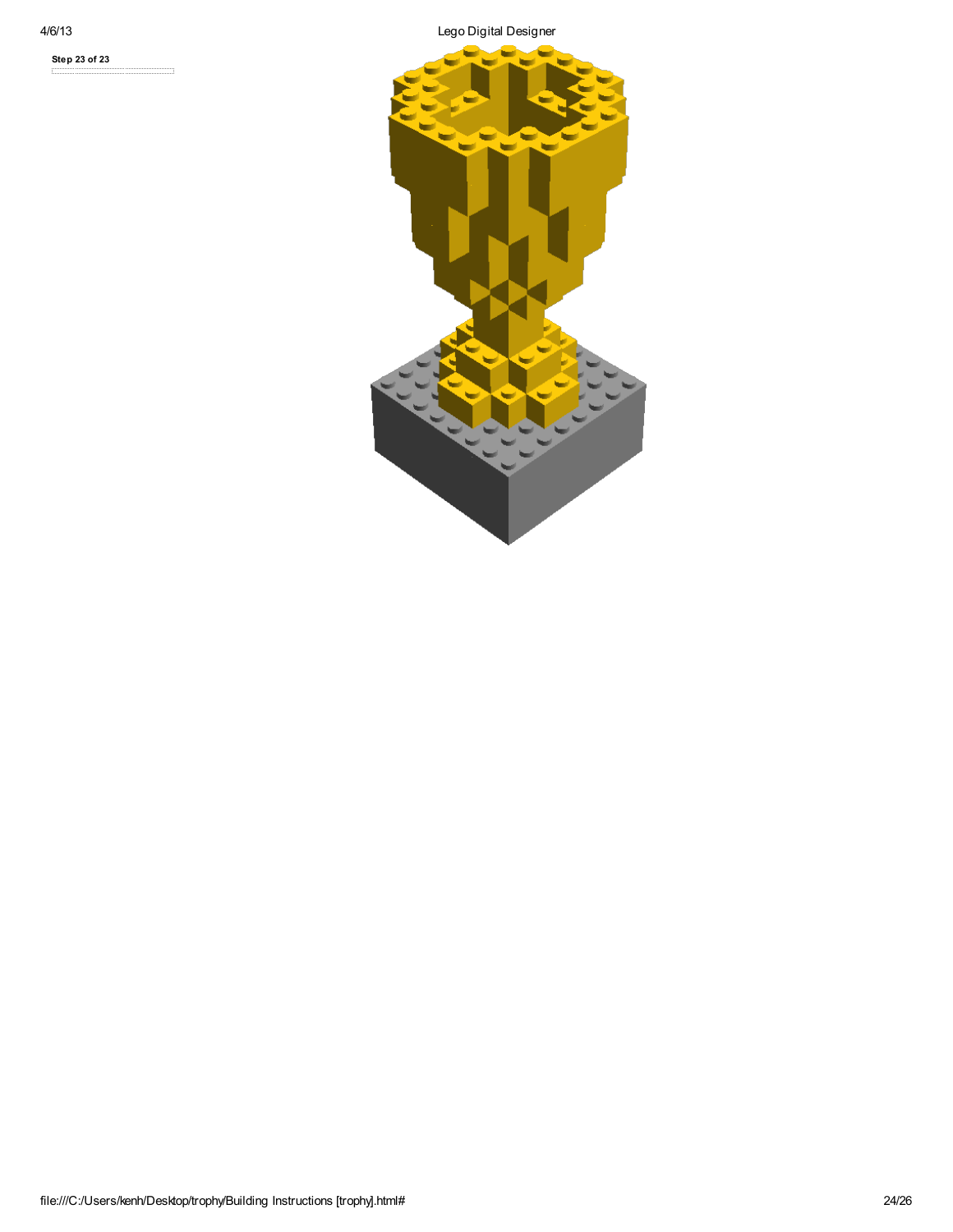**Step 23 of 23**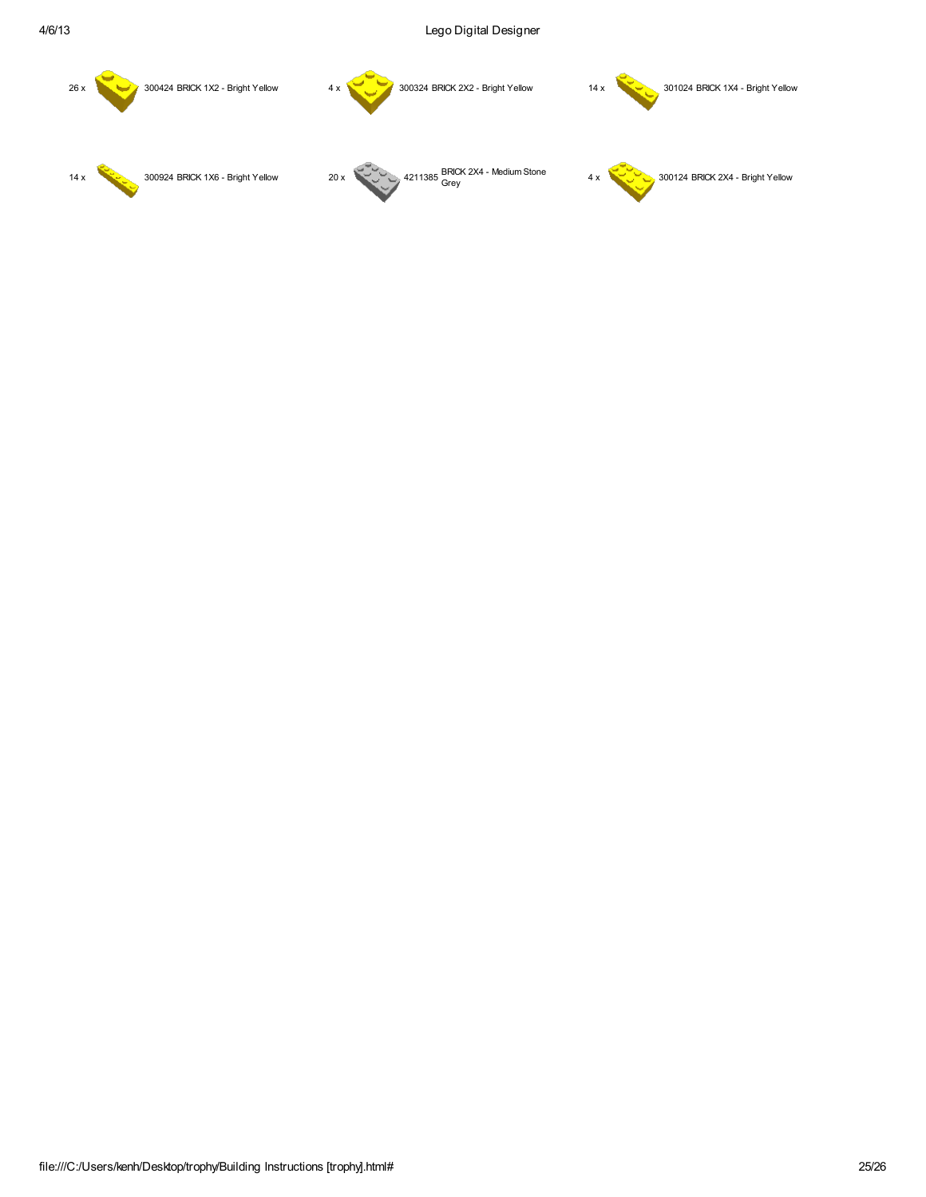| Qty | Part | Description |
|---|---|---|
| 26 x | 300424 | BRICK 1X2 - Bright Yellow |
| 4 x | 300324 | BRICK 2X2 - Bright Yellow |
| 14 x | 301024 | BRICK 1X4 - Bright Yellow |
| 14 x | 300924 | BRICK 1X6 - Bright Yellow |
| 20 x | 4211385 | BRICK 2X4 - Medium Stone Grey |
| 4 x | 300124 | BRICK 2X4 - Bright Yellow |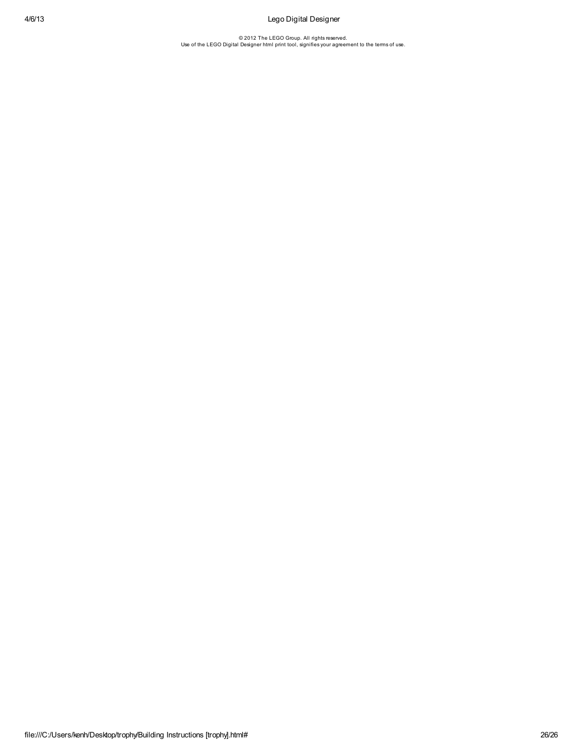© 2012 The LEGO Group. All rights reserved.
Use of the LEGO Digital Designer html print tool, signifies your agreement to the terms of use.